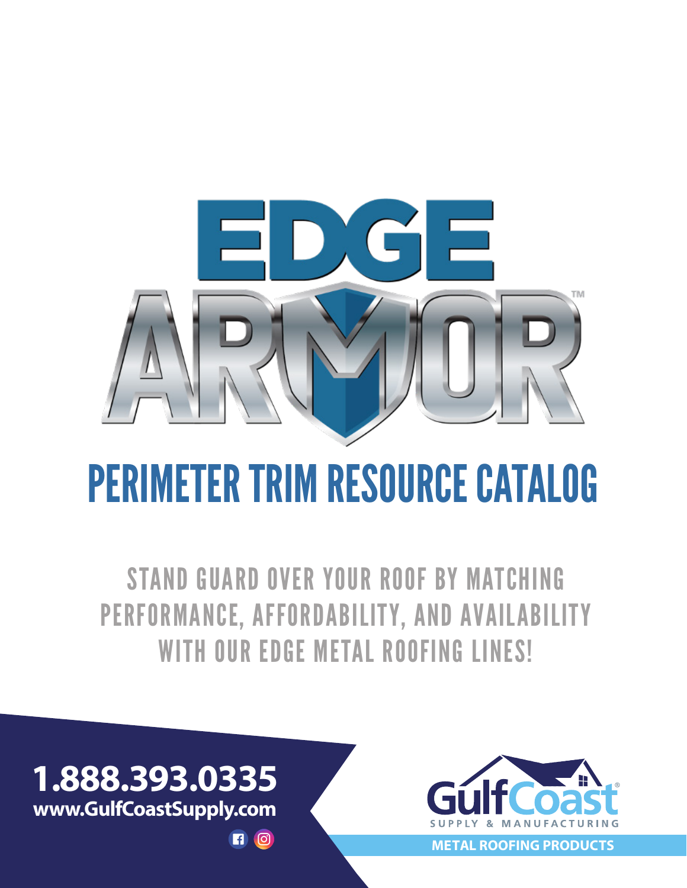# EDGE ARMOR™

## PERIMETER TRIM RESOURCE CATALOG

STAND GUARD OVER YOUR ROOF BY MATCHING PERFORMANCE, AFFORDABILITY, AND AVAILABILITY WITH OUR EDGE METAL ROOFING LINES!

**1.888.393.0335**
**www.GulfCoastSupply.com**

Gulf Coast® SUPPLY & MANUFACTURING

**METAL ROOFING PRODUCTS**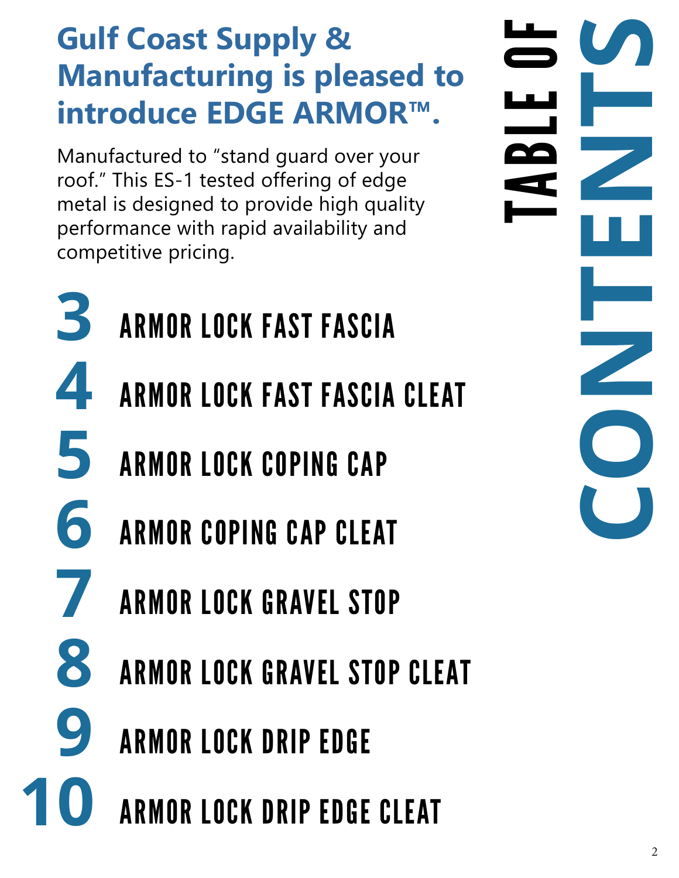# TABLE OF CONTENTS

## Gulf Coast Supply & Manufacturing is pleased to introduce EDGE ARMOR™.

Manufactured to "stand guard over your roof." This ES-1 tested offering of edge metal is designed to provide high quality performance with rapid availability and competitive pricing.

| Page | Section |
|---|---|
| 3 | ARMOR LOCK FAST FASCIA |
| 4 | ARMOR LOCK FAST FASCIA CLEAT |
| 5 | ARMOR LOCK COPING CAP |
| 6 | ARMOR COPING CAP CLEAT |
| 7 | ARMOR LOCK GRAVEL STOP |
| 8 | ARMOR LOCK GRAVEL STOP CLEAT |
| 9 | ARMOR LOCK DRIP EDGE |
| 10 | ARMOR LOCK DRIP EDGE CLEAT |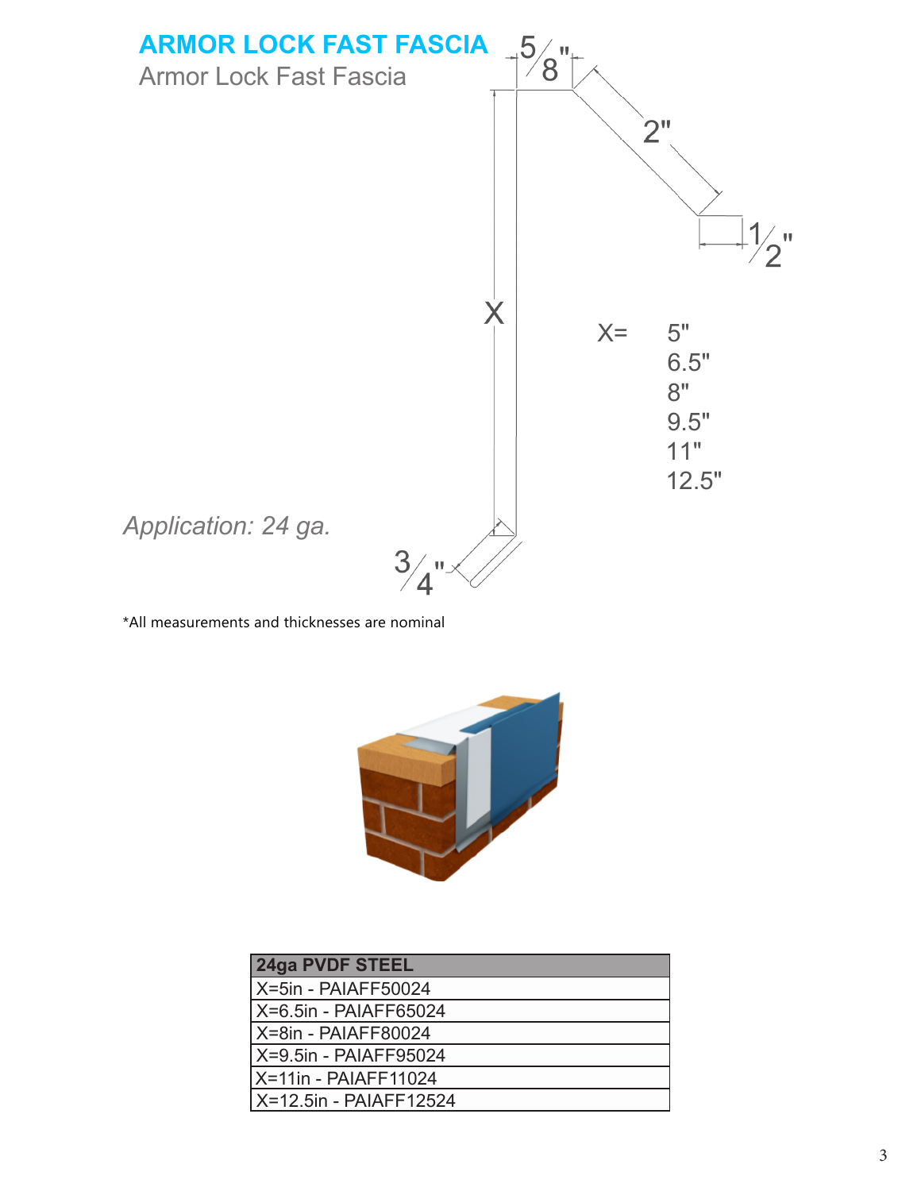# ARMOR LOCK FAST FASCIA

Armor Lock Fast Fascia

5/8"

2"

1/2"

X

X= 5"
6.5"
8"
9.5"
11"
12.5"

*Application: 24 ga.*

3/4"

*All measurements and thicknesses are nominal

| 24ga PVDF STEEL |
|---|
| X=5in - PAIAFF50024 |
| X=6.5in - PAIAFF65024 |
| X=8in - PAIAFF80024 |
| X=9.5in - PAIAFF95024 |
| X=11in - PAIAFF11024 |
| X=12.5in - PAIAFF12524 |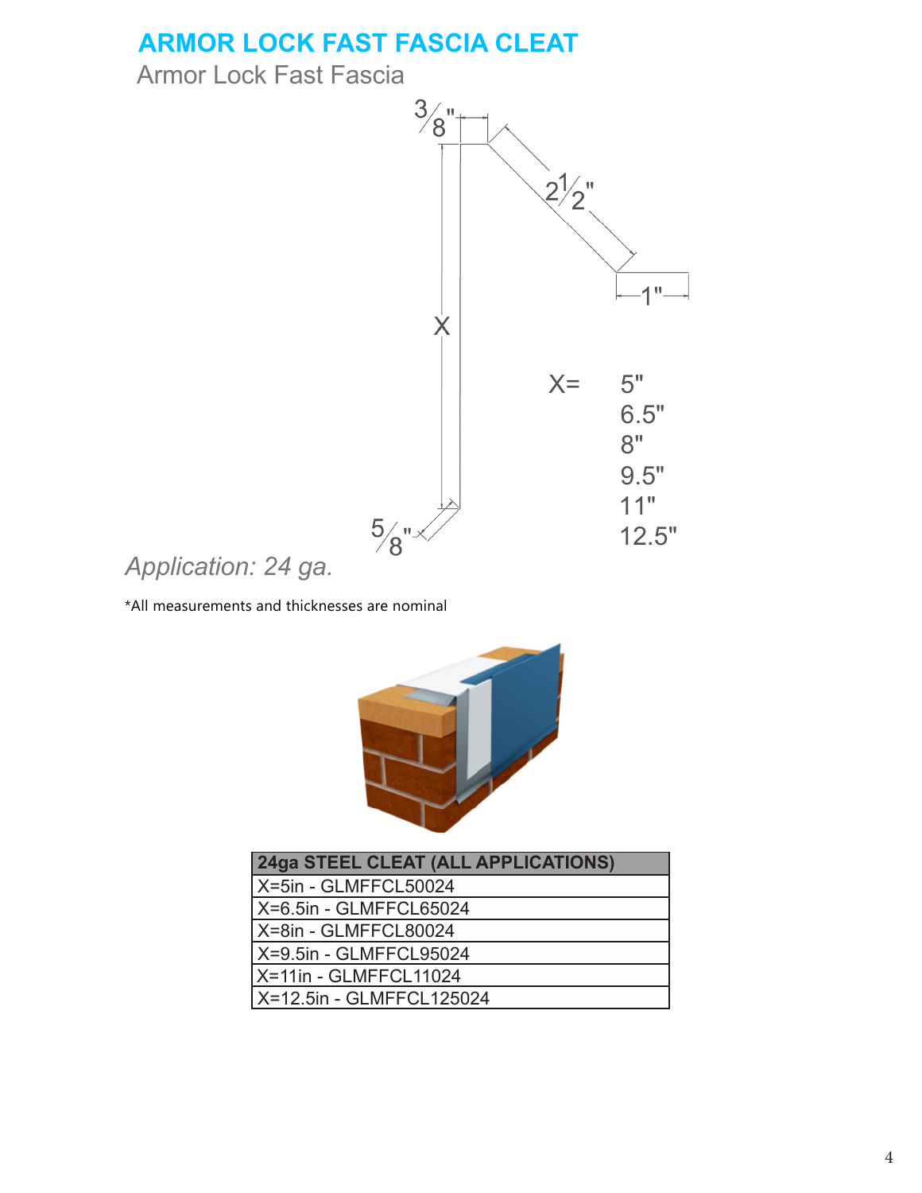# ARMOR LOCK FAST FASCIA CLEAT

Armor Lock Fast Fascia

3/8"

2 1/2"

1"

X

X= 5"
6.5"
8"
9.5"
11"
12.5"

5/8"

*Application: 24 ga.*

*All measurements and thicknesses are nominal

| 24ga STEEL CLEAT (ALL APPLICATIONS) |
|---|
| X=5in - GLMFFCL50024 |
| X=6.5in - GLMFFCL65024 |
| X=8in - GLMFFCL80024 |
| X=9.5in - GLMFFCL95024 |
| X=11in - GLMFFCL11024 |
| X=12.5in - GLMFFCL125024 |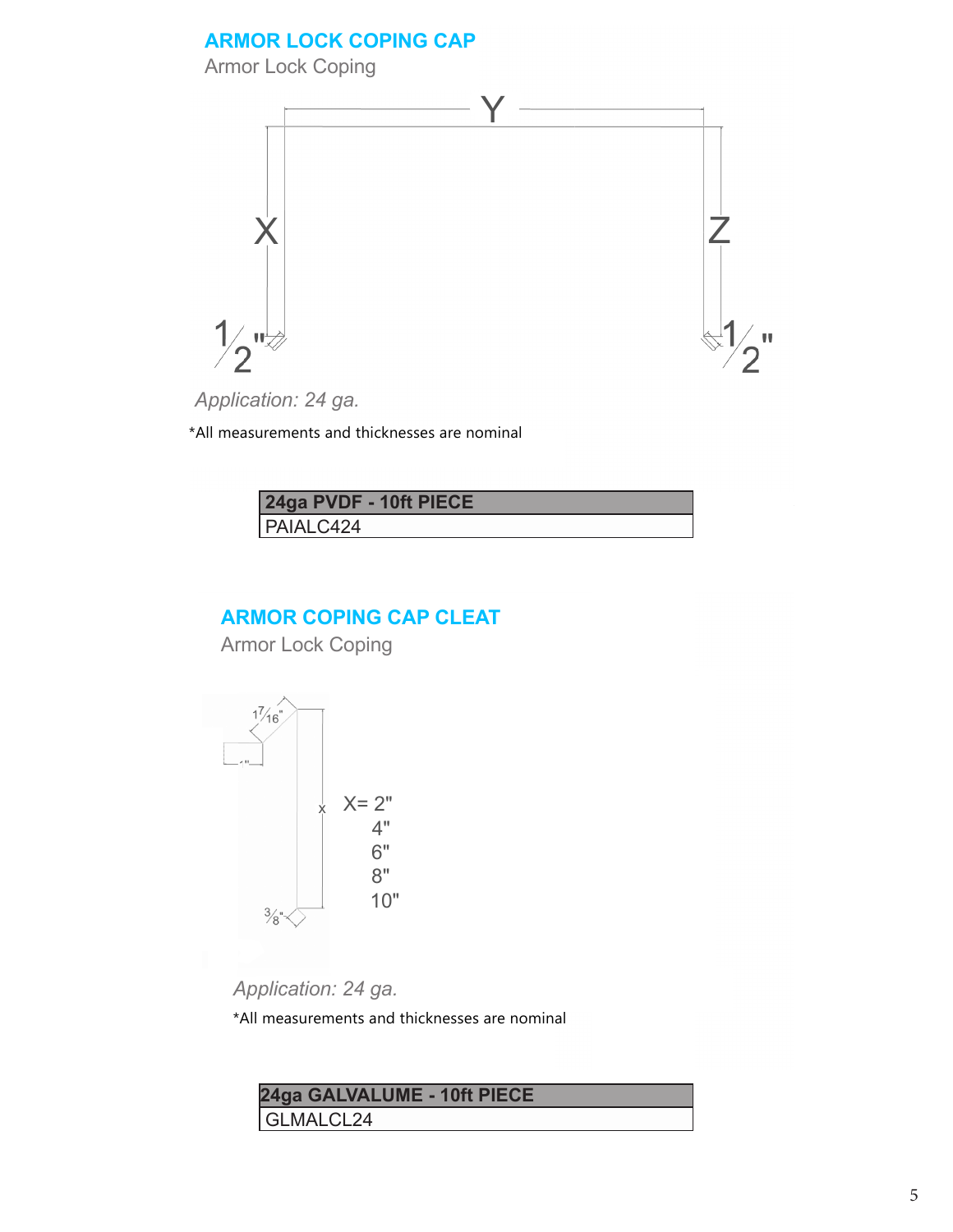## ARMOR LOCK COPING CAP

Armor Lock Coping

*Application: 24 ga.*

*All measurements and thicknesses are nominal

| 24ga PVDF - 10ft PIECE |
| --- |
| PAIALC424 |

## ARMOR COPING CAP CLEAT

Armor Lock Coping

X= 2"
4"
6"
8"
10"

*Application: 24 ga.*

*All measurements and thicknesses are nominal

| 24ga GALVALUME - 10ft PIECE |
| --- |
| GLMALCL24 |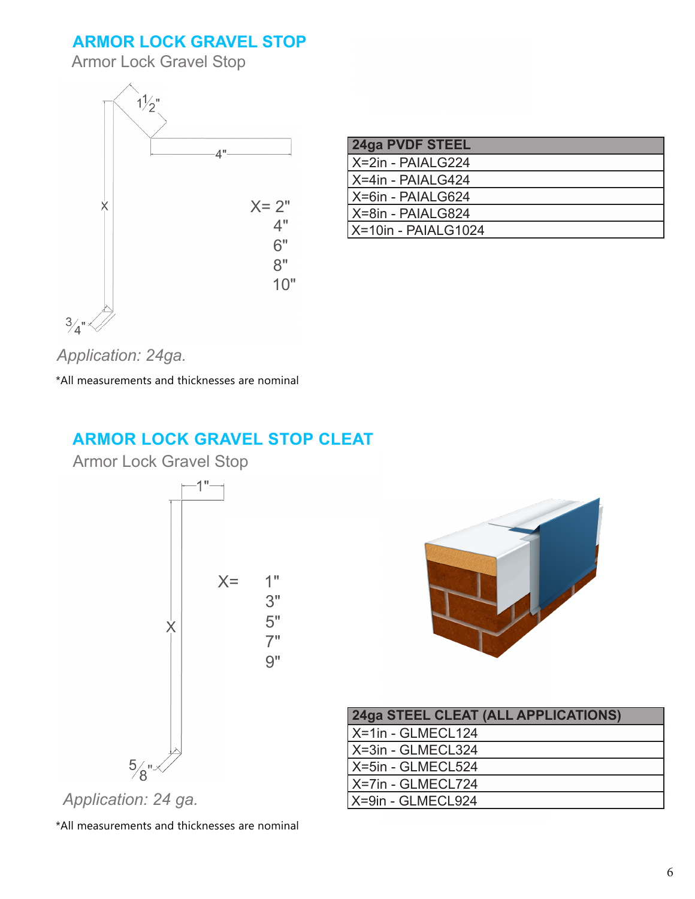## ARMOR LOCK GRAVEL STOP

Armor Lock Gravel Stop

1½"

4"

X

X= 2"
4"
6"
8"
10"

¾"

| 24ga PVDF STEEL |
|---|
| X=2in - PAIALG224 |
| X=4in - PAIALG424 |
| X=6in - PAIALG624 |
| X=8in - PAIALG824 |
| X=10in - PAIALG1024 |

*Application: 24ga.*

*All measurements and thicknesses are nominal

## ARMOR LOCK GRAVEL STOP CLEAT

Armor Lock Gravel Stop

1"

X

X= 1"
3"
5"
7"
9"

⅝"

*Application: 24 ga.*

| 24ga STEEL CLEAT (ALL APPLICATIONS) |
|---|
| X=1in - GLMECL124 |
| X=3in - GLMECL324 |
| X=5in - GLMECL524 |
| X=7in - GLMECL724 |
| X=9in - GLMECL924 |

*All measurements and thicknesses are nominal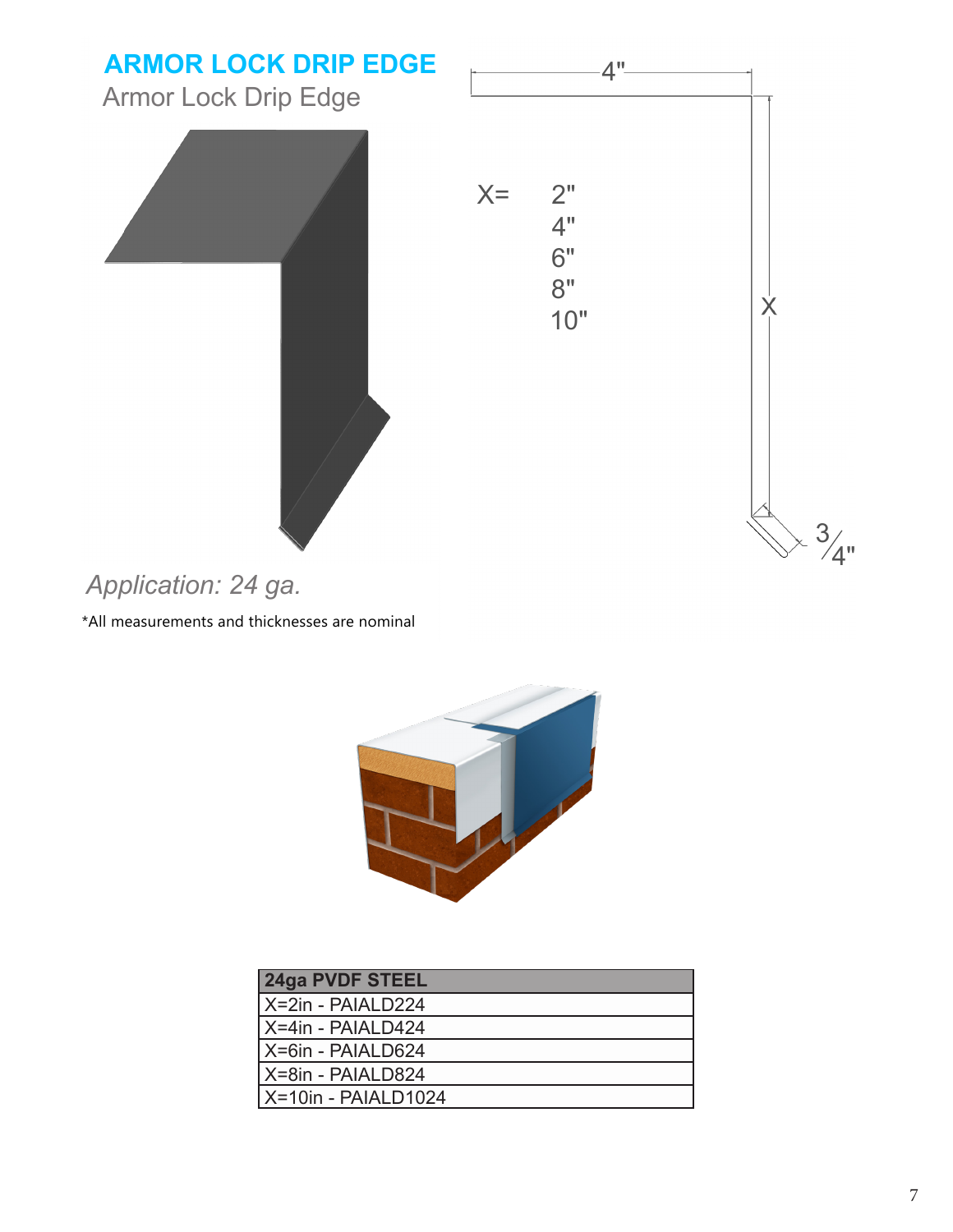# ARMOR LOCK DRIP EDGE

Armor Lock Drip Edge

4"

X= 2"
4"
6"
8"
10"

X

3/4"

*Application: 24 ga.*

*All measurements and thicknesses are nominal

| 24ga PVDF STEEL |
|---|
| X=2in - PAIALD224 |
| X=4in - PAIALD424 |
| X=6in - PAIALD624 |
| X=8in - PAIALD824 |
| X=10in - PAIALD1024 |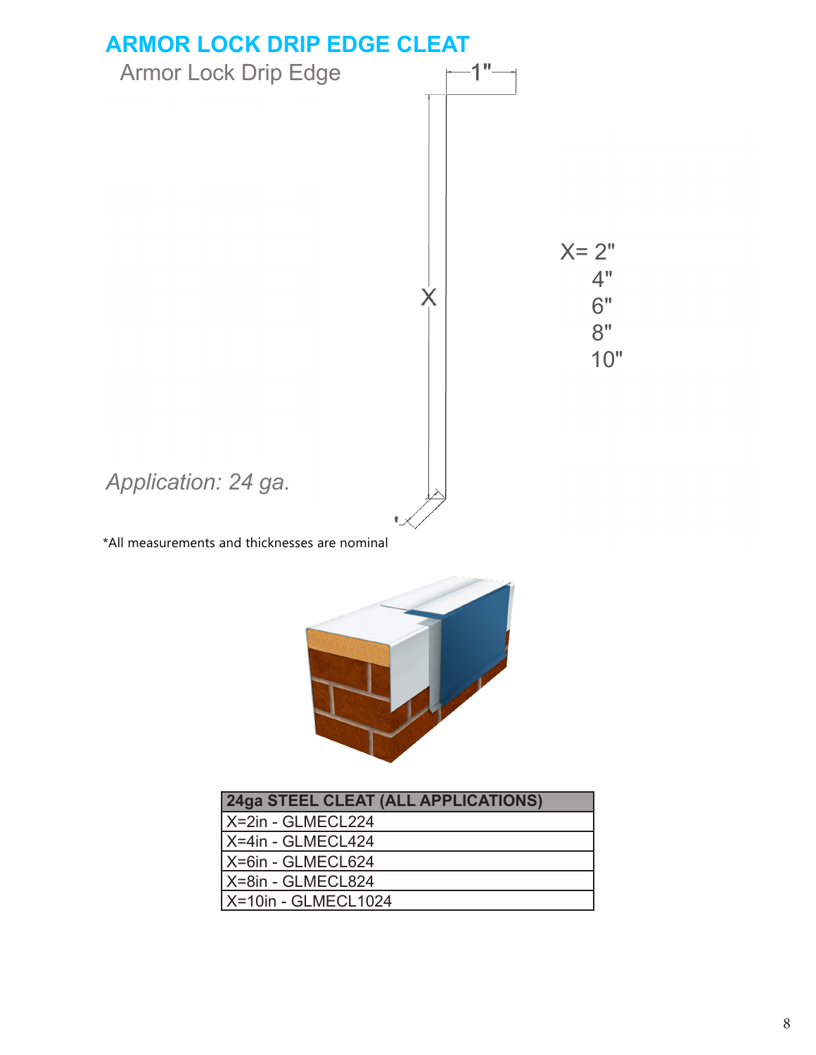# ARMOR LOCK DRIP EDGE CLEAT

Armor Lock Drip Edge

1"

X

X= 2"
4"
6"
8"
10"

*Application: 24 ga.*

*All measurements and thicknesses are nominal

| 24ga STEEL CLEAT (ALL APPLICATIONS) |
| --- |
| X=2in - GLMECL224 |
| X=4in - GLMECL424 |
| X=6in - GLMECL624 |
| X=8in - GLMECL824 |
| X=10in - GLMECL1024 |